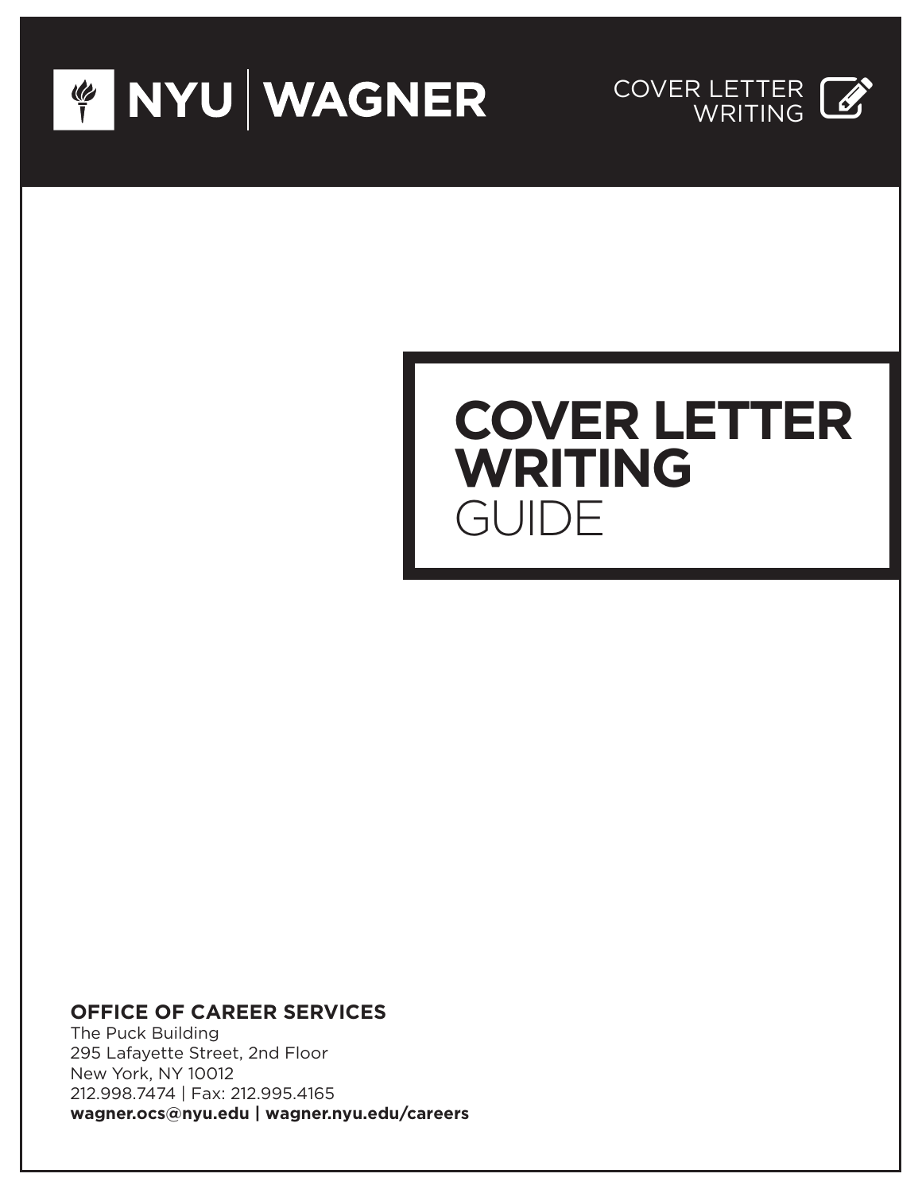NYU | WAGNER

COVER LETTER WRITING

# COVER LETTER WRITING GUIDE

**OFFICE OF CAREER SERVICES**
The Puck Building
295 Lafayette Street, 2nd Floor
New York, NY 10012
212.998.7474 | Fax: 212.995.4165
**wagner.ocs@nyu.edu | wagner.nyu.edu/careers**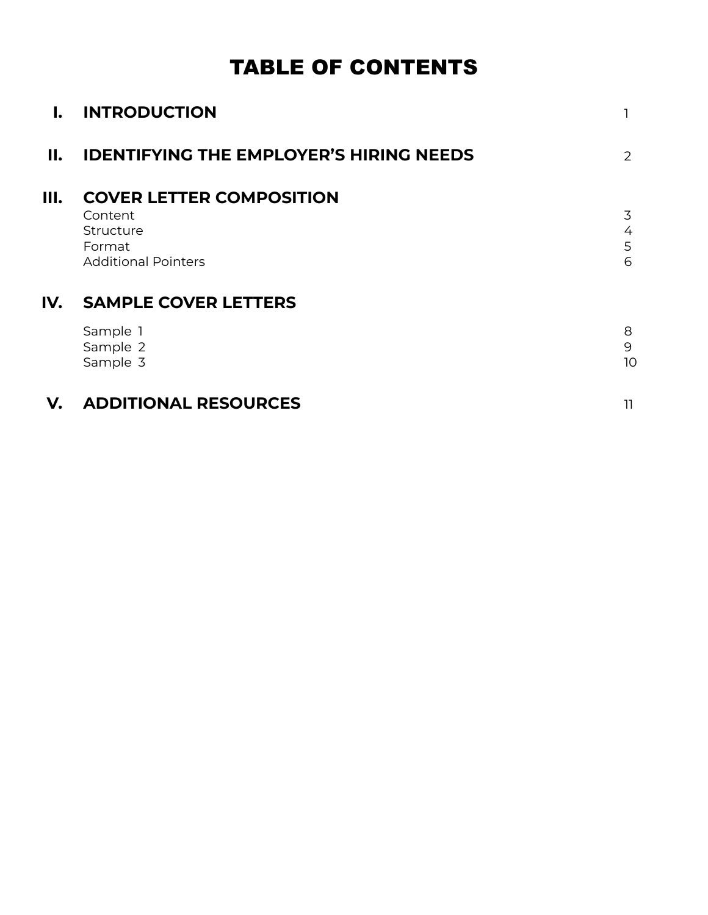# TABLE OF CONTENTS

| | | |
|---|---|---|
| **I.** | **INTRODUCTION** | 1 |
| **II.** | **IDENTIFYING THE EMPLOYER'S HIRING NEEDS** | 2 |
| **III.** | **COVER LETTER COMPOSITION** | |
| | Content | 3 |
| | Structure | 4 |
| | Format | 5 |
| | Additional Pointers | 6 |
| **IV.** | **SAMPLE COVER LETTERS** | |
| | Sample 1 | 8 |
| | Sample 2 | 9 |
| | Sample 3 | 10 |
| **V.** | **ADDITIONAL RESOURCES** | 11 |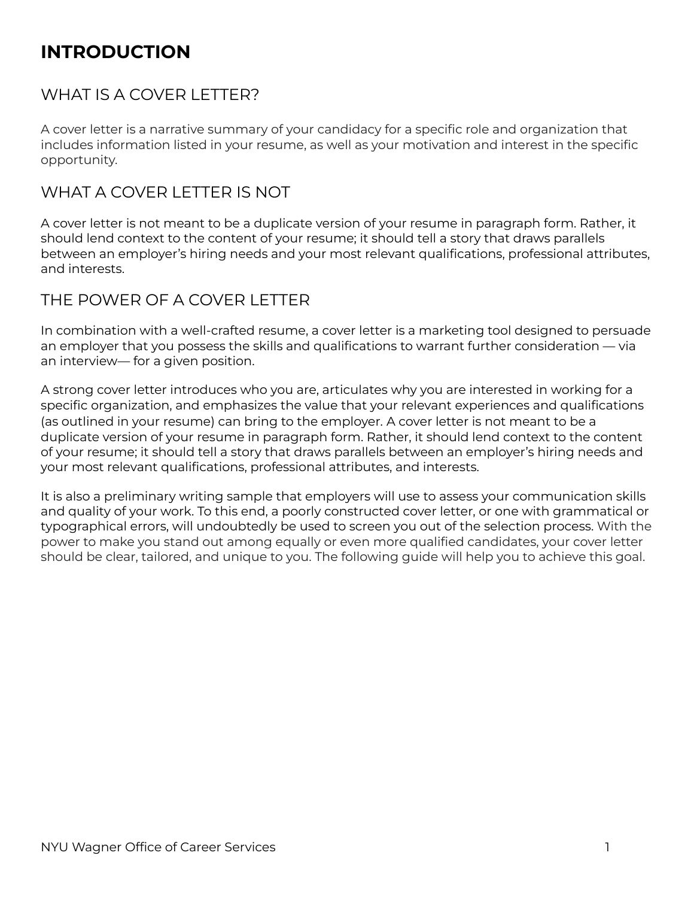# INTRODUCTION

## WHAT IS A COVER LETTER?

A cover letter is a narrative summary of your candidacy for a specific role and organization that includes information listed in your resume, as well as your motivation and interest in the specific opportunity.

## WHAT A COVER LETTER IS NOT

A cover letter is not meant to be a duplicate version of your resume in paragraph form. Rather, it should lend context to the content of your resume; it should tell a story that draws parallels between an employer's hiring needs and your most relevant qualifications, professional attributes, and interests.

## THE POWER OF A COVER LETTER

In combination with a well-crafted resume, a cover letter is a marketing tool designed to persuade an employer that you possess the skills and qualifications to warrant further consideration — via an interview— for a given position.

A strong cover letter introduces who you are, articulates why you are interested in working for a specific organization, and emphasizes the value that your relevant experiences and qualifications (as outlined in your resume) can bring to the employer. A cover letter is not meant to be a duplicate version of your resume in paragraph form. Rather, it should lend context to the content of your resume; it should tell a story that draws parallels between an employer's hiring needs and your most relevant qualifications, professional attributes, and interests.

It is also a preliminary writing sample that employers will use to assess your communication skills and quality of your work. To this end, a poorly constructed cover letter, or one with grammatical or typographical errors, will undoubtedly be used to screen you out of the selection process. With the power to make you stand out among equally or even more qualified candidates, your cover letter should be clear, tailored, and unique to you. The following guide will help you to achieve this goal.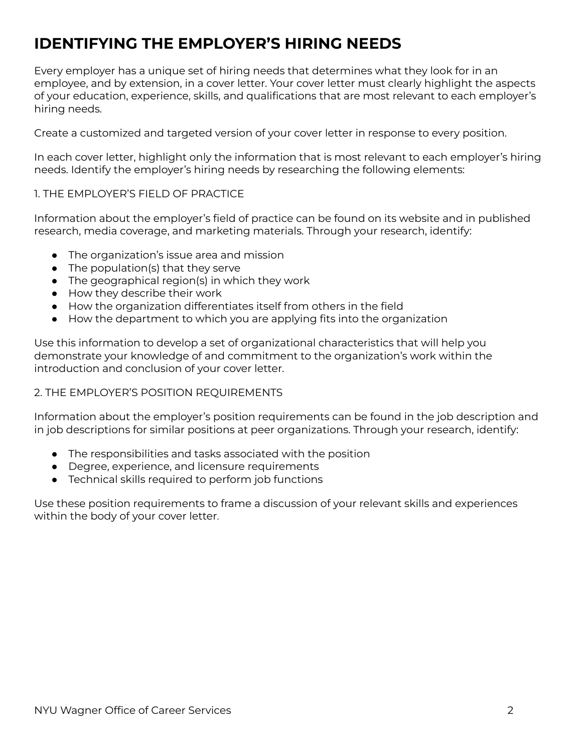# IDENTIFYING THE EMPLOYER'S HIRING NEEDS

Every employer has a unique set of hiring needs that determines what they look for in an employee, and by extension, in a cover letter. Your cover letter must clearly highlight the aspects of your education, experience, skills, and qualifications that are most relevant to each employer's hiring needs.

Create a customized and targeted version of your cover letter in response to every position.

In each cover letter, highlight only the information that is most relevant to each employer's hiring needs. Identify the employer's hiring needs by researching the following elements:

1. THE EMPLOYER'S FIELD OF PRACTICE

Information about the employer's field of practice can be found on its website and in published research, media coverage, and marketing materials. Through your research, identify:

- The organization's issue area and mission
- The population(s) that they serve
- The geographical region(s) in which they work
- How they describe their work
- How the organization differentiates itself from others in the field
- How the department to which you are applying fits into the organization

Use this information to develop a set of organizational characteristics that will help you demonstrate your knowledge of and commitment to the organization's work within the introduction and conclusion of your cover letter.

2. THE EMPLOYER'S POSITION REQUIREMENTS

Information about the employer's position requirements can be found in the job description and in job descriptions for similar positions at peer organizations. Through your research, identify:

- The responsibilities and tasks associated with the position
- Degree, experience, and licensure requirements
- Technical skills required to perform job functions

Use these position requirements to frame a discussion of your relevant skills and experiences within the body of your cover letter.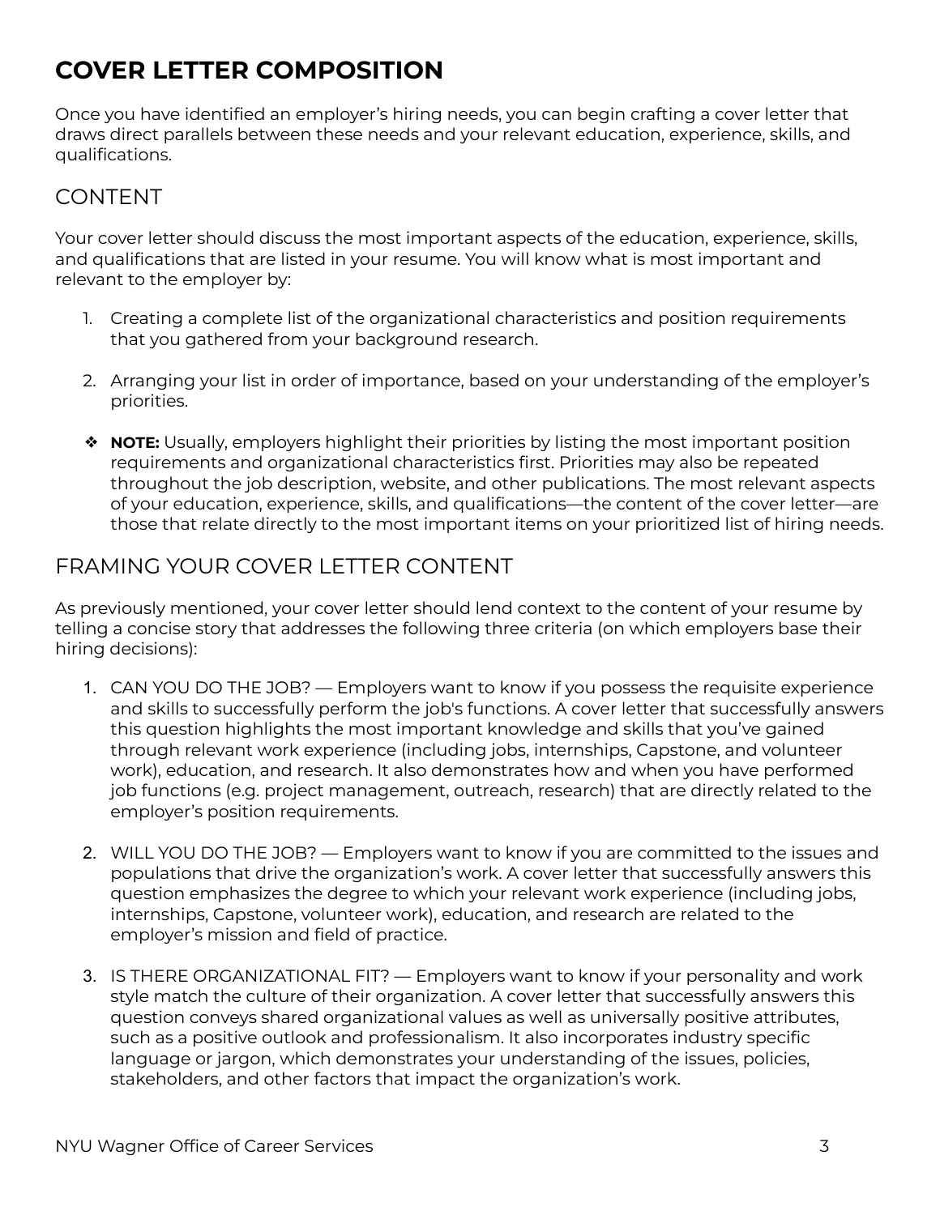# COVER LETTER COMPOSITION

Once you have identified an employer's hiring needs, you can begin crafting a cover letter that draws direct parallels between these needs and your relevant education, experience, skills, and qualifications.

## CONTENT

Your cover letter should discuss the most important aspects of the education, experience, skills, and qualifications that are listed in your resume. You will know what is most important and relevant to the employer by:

1. Creating a complete list of the organizational characteristics and position requirements that you gathered from your background research.

2. Arranging your list in order of importance, based on your understanding of the employer's priorities.

- **NOTE:** Usually, employers highlight their priorities by listing the most important position requirements and organizational characteristics first. Priorities may also be repeated throughout the job description, website, and other publications. The most relevant aspects of your education, experience, skills, and qualifications—the content of the cover letter—are those that relate directly to the most important items on your prioritized list of hiring needs.

## FRAMING YOUR COVER LETTER CONTENT

As previously mentioned, your cover letter should lend context to the content of your resume by telling a concise story that addresses the following three criteria (on which employers base their hiring decisions):

1. CAN YOU DO THE JOB? — Employers want to know if you possess the requisite experience and skills to successfully perform the job's functions. A cover letter that successfully answers this question highlights the most important knowledge and skills that you've gained through relevant work experience (including jobs, internships, Capstone, and volunteer work), education, and research. It also demonstrates how and when you have performed job functions (e.g. project management, outreach, research) that are directly related to the employer's position requirements.

2. WILL YOU DO THE JOB? — Employers want to know if you are committed to the issues and populations that drive the organization's work. A cover letter that successfully answers this question emphasizes the degree to which your relevant work experience (including jobs, internships, Capstone, volunteer work), education, and research are related to the employer's mission and field of practice.

3. IS THERE ORGANIZATIONAL FIT? — Employers want to know if your personality and work style match the culture of their organization. A cover letter that successfully answers this question conveys shared organizational values as well as universally positive attributes, such as a positive outlook and professionalism. It also incorporates industry specific language or jargon, which demonstrates your understanding of the issues, policies, stakeholders, and other factors that impact the organization's work.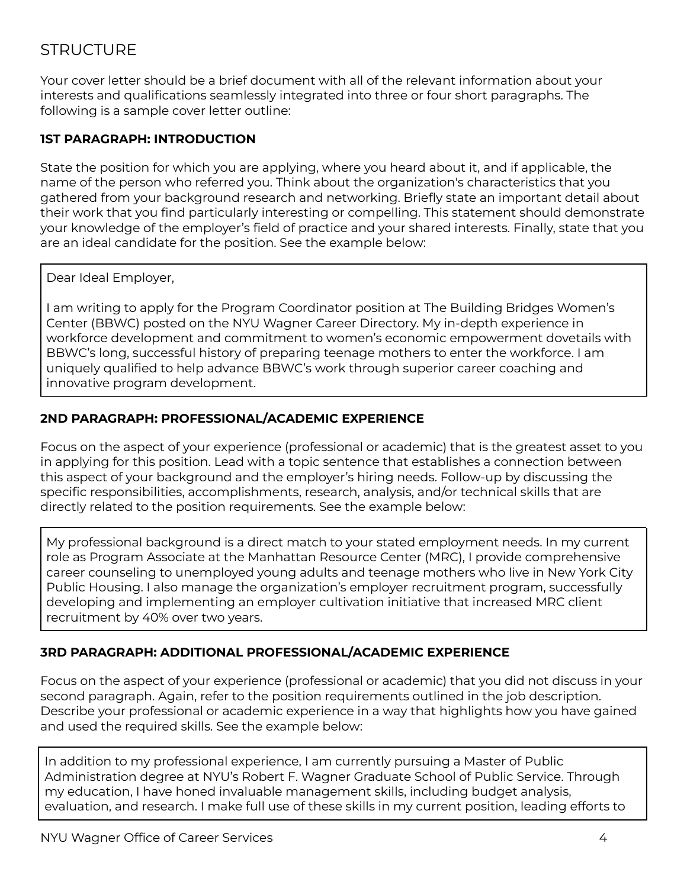## STRUCTURE

Your cover letter should be a brief document with all of the relevant information about your interests and qualifications seamlessly integrated into three or four short paragraphs. The following is a sample cover letter outline:

### 1ST PARAGRAPH: INTRODUCTION

State the position for which you are applying, where you heard about it, and if applicable, the name of the person who referred you. Think about the organization's characteristics that you gathered from your background research and networking. Briefly state an important detail about their work that you find particularly interesting or compelling. This statement should demonstrate your knowledge of the employer's field of practice and your shared interests. Finally, state that you are an ideal candidate for the position. See the example below:

> Dear Ideal Employer,
>
> I am writing to apply for the Program Coordinator position at The Building Bridges Women's Center (BBWC) posted on the NYU Wagner Career Directory. My in-depth experience in workforce development and commitment to women's economic empowerment dovetails with BBWC's long, successful history of preparing teenage mothers to enter the workforce. I am uniquely qualified to help advance BBWC's work through superior career coaching and innovative program development.

### 2ND PARAGRAPH: PROFESSIONAL/ACADEMIC EXPERIENCE

Focus on the aspect of your experience (professional or academic) that is the greatest asset to you in applying for this position. Lead with a topic sentence that establishes a connection between this aspect of your background and the employer's hiring needs. Follow-up by discussing the specific responsibilities, accomplishments, research, analysis, and/or technical skills that are directly related to the position requirements. See the example below:

> My professional background is a direct match to your stated employment needs. In my current role as Program Associate at the Manhattan Resource Center (MRC), I provide comprehensive career counseling to unemployed young adults and teenage mothers who live in New York City Public Housing. I also manage the organization's employer recruitment program, successfully developing and implementing an employer cultivation initiative that increased MRC client recruitment by 40% over two years.

### 3RD PARAGRAPH: ADDITIONAL PROFESSIONAL/ACADEMIC EXPERIENCE

Focus on the aspect of your experience (professional or academic) that you did not discuss in your second paragraph. Again, refer to the position requirements outlined in the job description. Describe your professional or academic experience in a way that highlights how you have gained and used the required skills. See the example below:

> In addition to my professional experience, I am currently pursuing a Master of Public Administration degree at NYU's Robert F. Wagner Graduate School of Public Service. Through my education, I have honed invaluable management skills, including budget analysis, evaluation, and research. I make full use of these skills in my current position, leading efforts to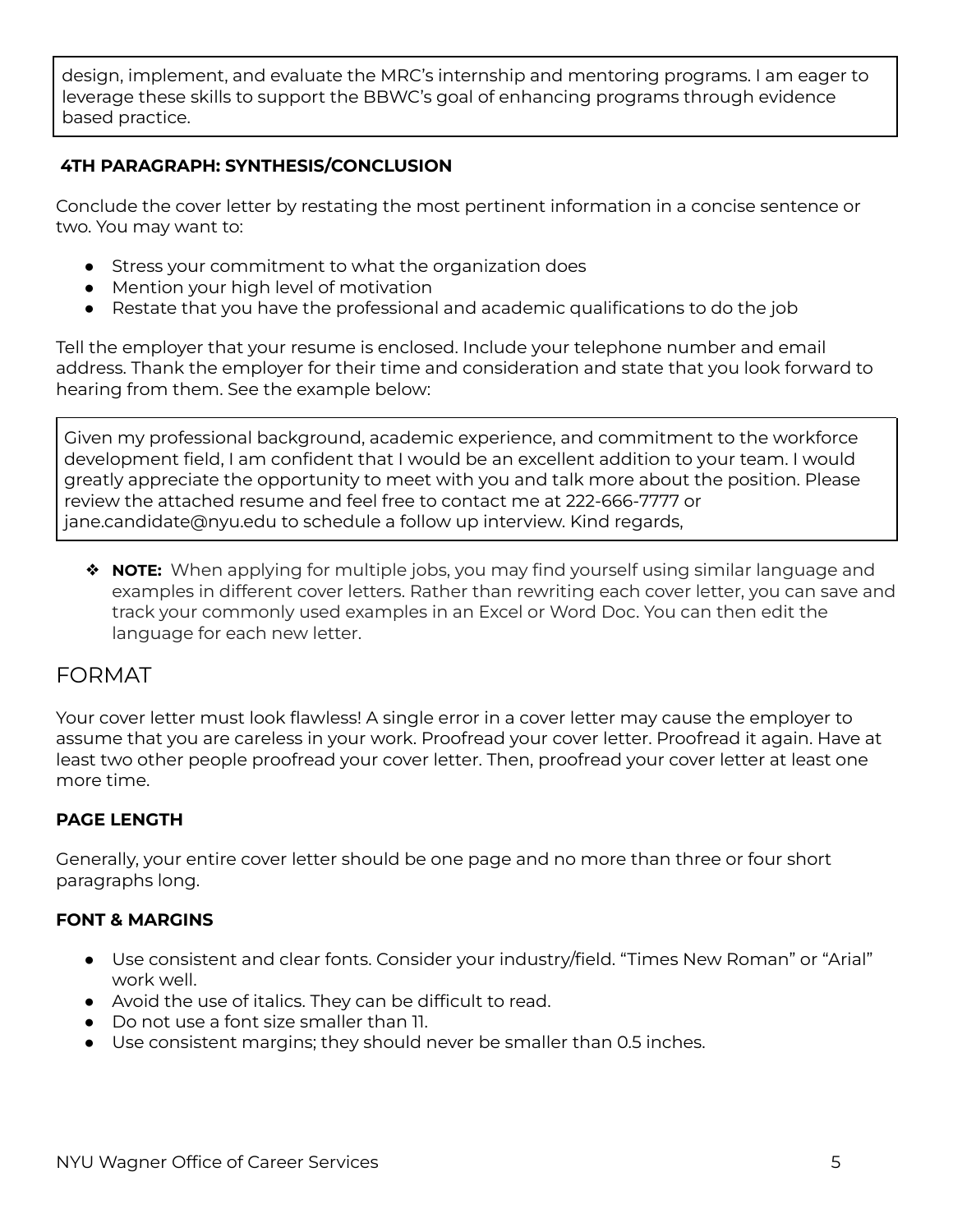design, implement, and evaluate the MRC's internship and mentoring programs. I am eager to leverage these skills to support the BBWC's goal of enhancing programs through evidence based practice.

### 4TH PARAGRAPH: SYNTHESIS/CONCLUSION

Conclude the cover letter by restating the most pertinent information in a concise sentence or two. You may want to:

- Stress your commitment to what the organization does
- Mention your high level of motivation
- Restate that you have the professional and academic qualifications to do the job

Tell the employer that your resume is enclosed. Include your telephone number and email address. Thank the employer for their time and consideration and state that you look forward to hearing from them. See the example below:

> Given my professional background, academic experience, and commitment to the workforce development field, I am confident that I would be an excellent addition to your team. I would greatly appreciate the opportunity to meet with you and talk more about the position. Please review the attached resume and feel free to contact me at 222-666-7777 or jane.candidate@nyu.edu to schedule a follow up interview. Kind regards,

- **NOTE:** When applying for multiple jobs, you may find yourself using similar language and examples in different cover letters. Rather than rewriting each cover letter, you can save and track your commonly used examples in an Excel or Word Doc. You can then edit the language for each new letter.

## FORMAT

Your cover letter must look flawless! A single error in a cover letter may cause the employer to assume that you are careless in your work. Proofread your cover letter. Proofread it again. Have at least two other people proofread your cover letter. Then, proofread your cover letter at least one more time.

### PAGE LENGTH

Generally, your entire cover letter should be one page and no more than three or four short paragraphs long.

### FONT & MARGINS

- Use consistent and clear fonts. Consider your industry/field. "Times New Roman" or "Arial" work well.
- Avoid the use of italics. They can be difficult to read.
- Do not use a font size smaller than 11.
- Use consistent margins; they should never be smaller than 0.5 inches.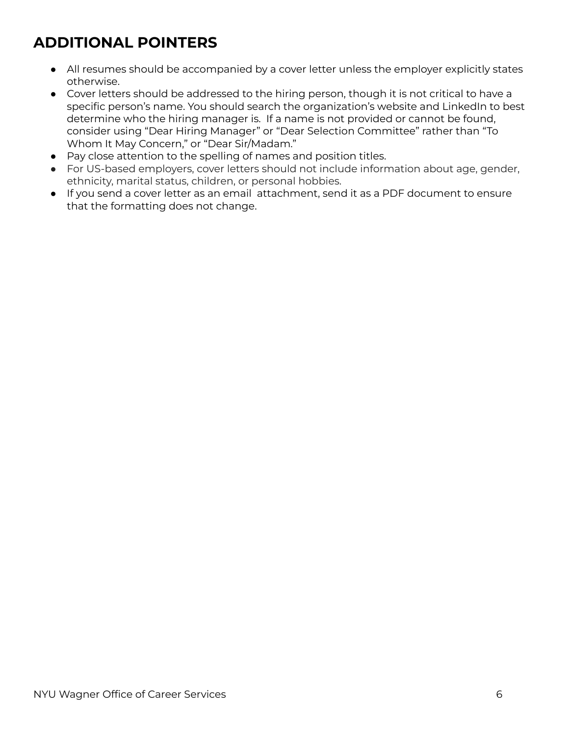## ADDITIONAL POINTERS

- All resumes should be accompanied by a cover letter unless the employer explicitly states otherwise.
- Cover letters should be addressed to the hiring person, though it is not critical to have a specific person's name. You should search the organization's website and LinkedIn to best determine who the hiring manager is. If a name is not provided or cannot be found, consider using "Dear Hiring Manager" or "Dear Selection Committee" rather than "To Whom It May Concern," or "Dear Sir/Madam."
- Pay close attention to the spelling of names and position titles.
- For US-based employers, cover letters should not include information about age, gender, ethnicity, marital status, children, or personal hobbies.
- If you send a cover letter as an email attachment, send it as a PDF document to ensure that the formatting does not change.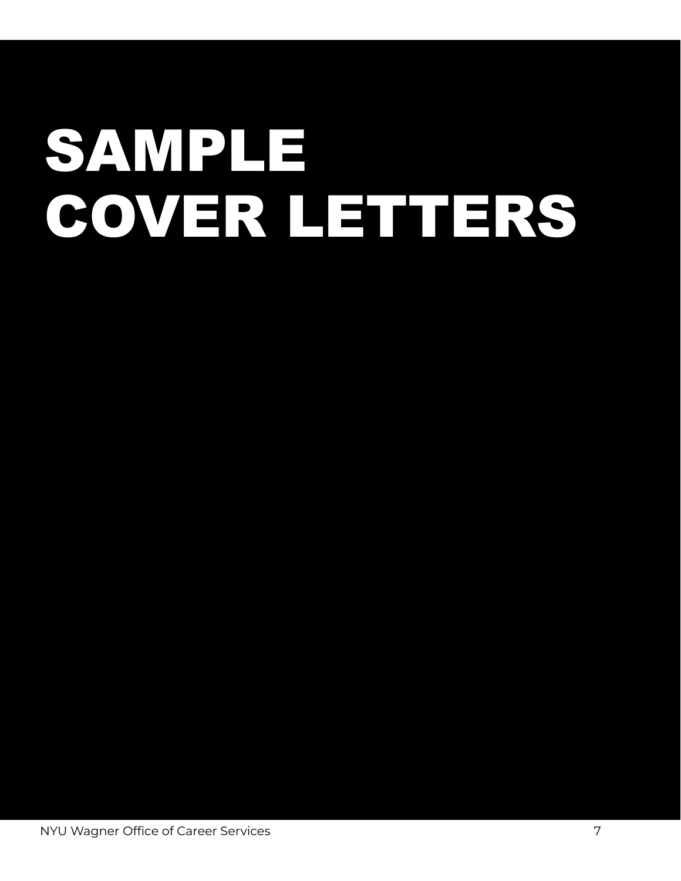# SAMPLE COVER LETTERS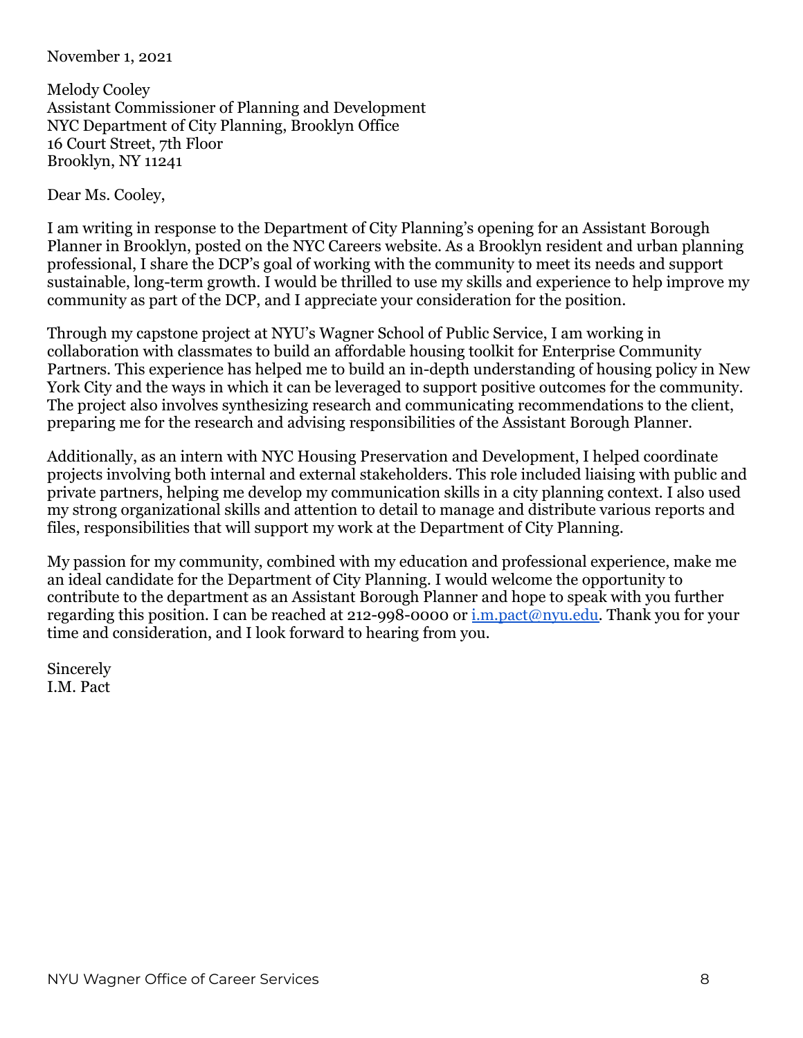November 1, 2021

Melody Cooley
Assistant Commissioner of Planning and Development
NYC Department of City Planning, Brooklyn Office
16 Court Street, 7th Floor
Brooklyn, NY 11241

Dear Ms. Cooley,

I am writing in response to the Department of City Planning's opening for an Assistant Borough Planner in Brooklyn, posted on the NYC Careers website. As a Brooklyn resident and urban planning professional, I share the DCP's goal of working with the community to meet its needs and support sustainable, long-term growth. I would be thrilled to use my skills and experience to help improve my community as part of the DCP, and I appreciate your consideration for the position.

Through my capstone project at NYU's Wagner School of Public Service, I am working in collaboration with classmates to build an affordable housing toolkit for Enterprise Community Partners. This experience has helped me to build an in-depth understanding of housing policy in New York City and the ways in which it can be leveraged to support positive outcomes for the community. The project also involves synthesizing research and communicating recommendations to the client, preparing me for the research and advising responsibilities of the Assistant Borough Planner.

Additionally, as an intern with NYC Housing Preservation and Development, I helped coordinate projects involving both internal and external stakeholders. This role included liaising with public and private partners, helping me develop my communication skills in a city planning context. I also used my strong organizational skills and attention to detail to manage and distribute various reports and files, responsibilities that will support my work at the Department of City Planning.

My passion for my community, combined with my education and professional experience, make me an ideal candidate for the Department of City Planning. I would welcome the opportunity to contribute to the department as an Assistant Borough Planner and hope to speak with you further regarding this position. I can be reached at 212-998-0000 or i.m.pact@nyu.edu. Thank you for your time and consideration, and I look forward to hearing from you.

Sincerely
I.M. Pact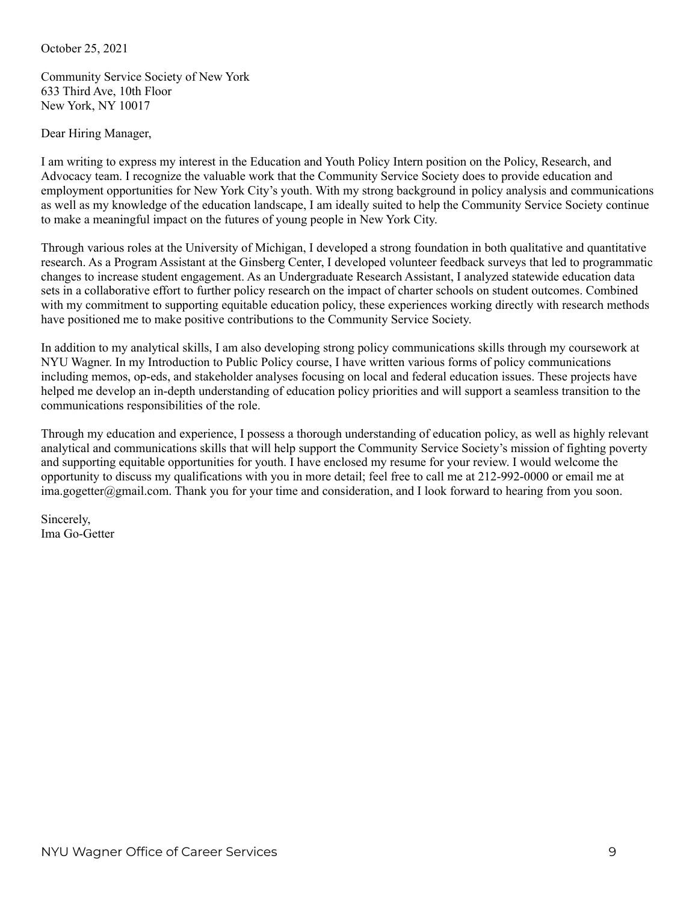October 25, 2021

Community Service Society of New York
633 Third Ave, 10th Floor
New York, NY 10017

Dear Hiring Manager,

I am writing to express my interest in the Education and Youth Policy Intern position on the Policy, Research, and Advocacy team. I recognize the valuable work that the Community Service Society does to provide education and employment opportunities for New York City's youth. With my strong background in policy analysis and communications as well as my knowledge of the education landscape, I am ideally suited to help the Community Service Society continue to make a meaningful impact on the futures of young people in New York City.

Through various roles at the University of Michigan, I developed a strong foundation in both qualitative and quantitative research. As a Program Assistant at the Ginsberg Center, I developed volunteer feedback surveys that led to programmatic changes to increase student engagement. As an Undergraduate Research Assistant, I analyzed statewide education data sets in a collaborative effort to further policy research on the impact of charter schools on student outcomes. Combined with my commitment to supporting equitable education policy, these experiences working directly with research methods have positioned me to make positive contributions to the Community Service Society.

In addition to my analytical skills, I am also developing strong policy communications skills through my coursework at NYU Wagner. In my Introduction to Public Policy course, I have written various forms of policy communications including memos, op-eds, and stakeholder analyses focusing on local and federal education issues. These projects have helped me develop an in-depth understanding of education policy priorities and will support a seamless transition to the communications responsibilities of the role.

Through my education and experience, I possess a thorough understanding of education policy, as well as highly relevant analytical and communications skills that will help support the Community Service Society's mission of fighting poverty and supporting equitable opportunities for youth. I have enclosed my resume for your review. I would welcome the opportunity to discuss my qualifications with you in more detail; feel free to call me at 212-992-0000 or email me at ima.gogetter@gmail.com. Thank you for your time and consideration, and I look forward to hearing from you soon.

Sincerely,
Ima Go-Getter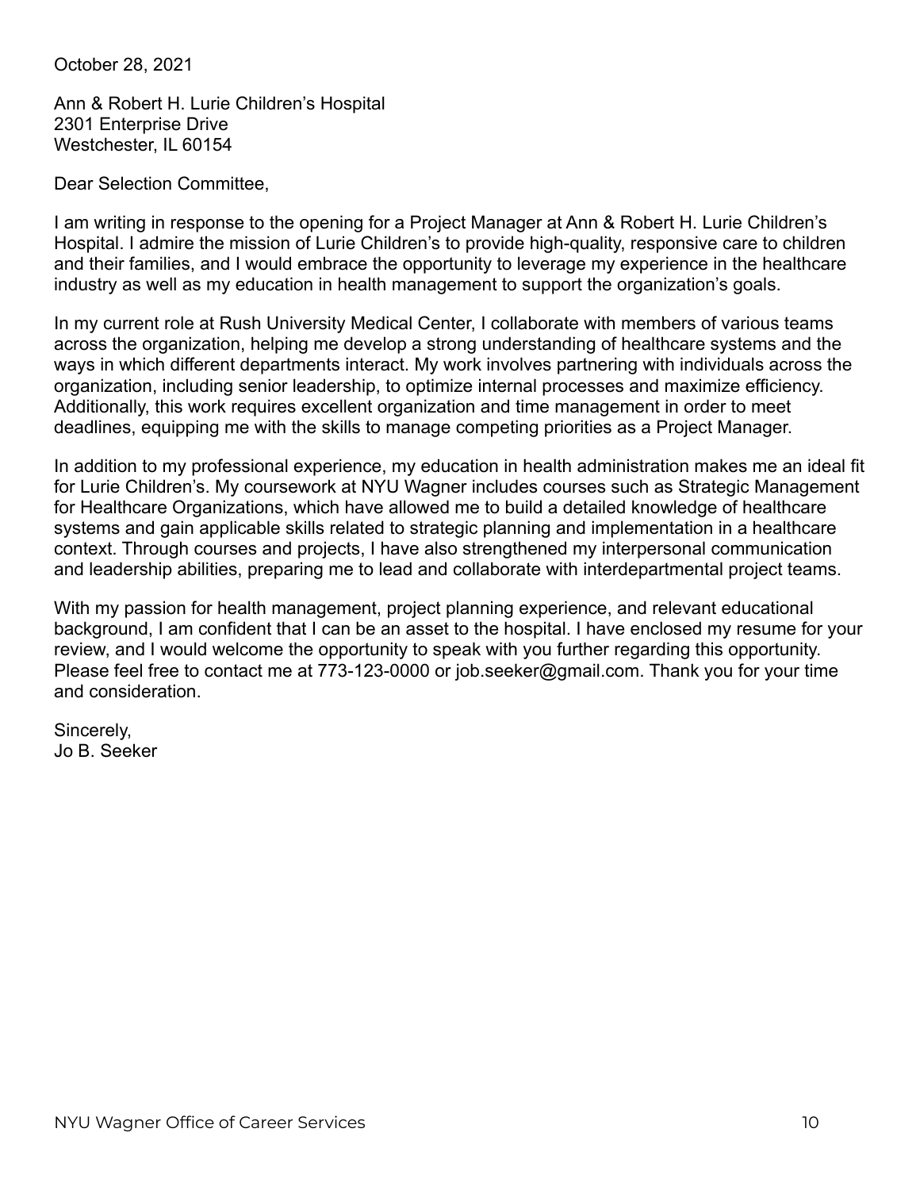October 28, 2021

Ann & Robert H. Lurie Children's Hospital
2301 Enterprise Drive
Westchester, IL 60154

Dear Selection Committee,

I am writing in response to the opening for a Project Manager at Ann & Robert H. Lurie Children's Hospital. I admire the mission of Lurie Children's to provide high-quality, responsive care to children and their families, and I would embrace the opportunity to leverage my experience in the healthcare industry as well as my education in health management to support the organization's goals.

In my current role at Rush University Medical Center, I collaborate with members of various teams across the organization, helping me develop a strong understanding of healthcare systems and the ways in which different departments interact. My work involves partnering with individuals across the organization, including senior leadership, to optimize internal processes and maximize efficiency. Additionally, this work requires excellent organization and time management in order to meet deadlines, equipping me with the skills to manage competing priorities as a Project Manager.

In addition to my professional experience, my education in health administration makes me an ideal fit for Lurie Children's. My coursework at NYU Wagner includes courses such as Strategic Management for Healthcare Organizations, which have allowed me to build a detailed knowledge of healthcare systems and gain applicable skills related to strategic planning and implementation in a healthcare context. Through courses and projects, I have also strengthened my interpersonal communication and leadership abilities, preparing me to lead and collaborate with interdepartmental project teams.

With my passion for health management, project planning experience, and relevant educational background, I am confident that I can be an asset to the hospital. I have enclosed my resume for your review, and I would welcome the opportunity to speak with you further regarding this opportunity. Please feel free to contact me at 773-123-0000 or job.seeker@gmail.com. Thank you for your time and consideration.

Sincerely,
Jo B. Seeker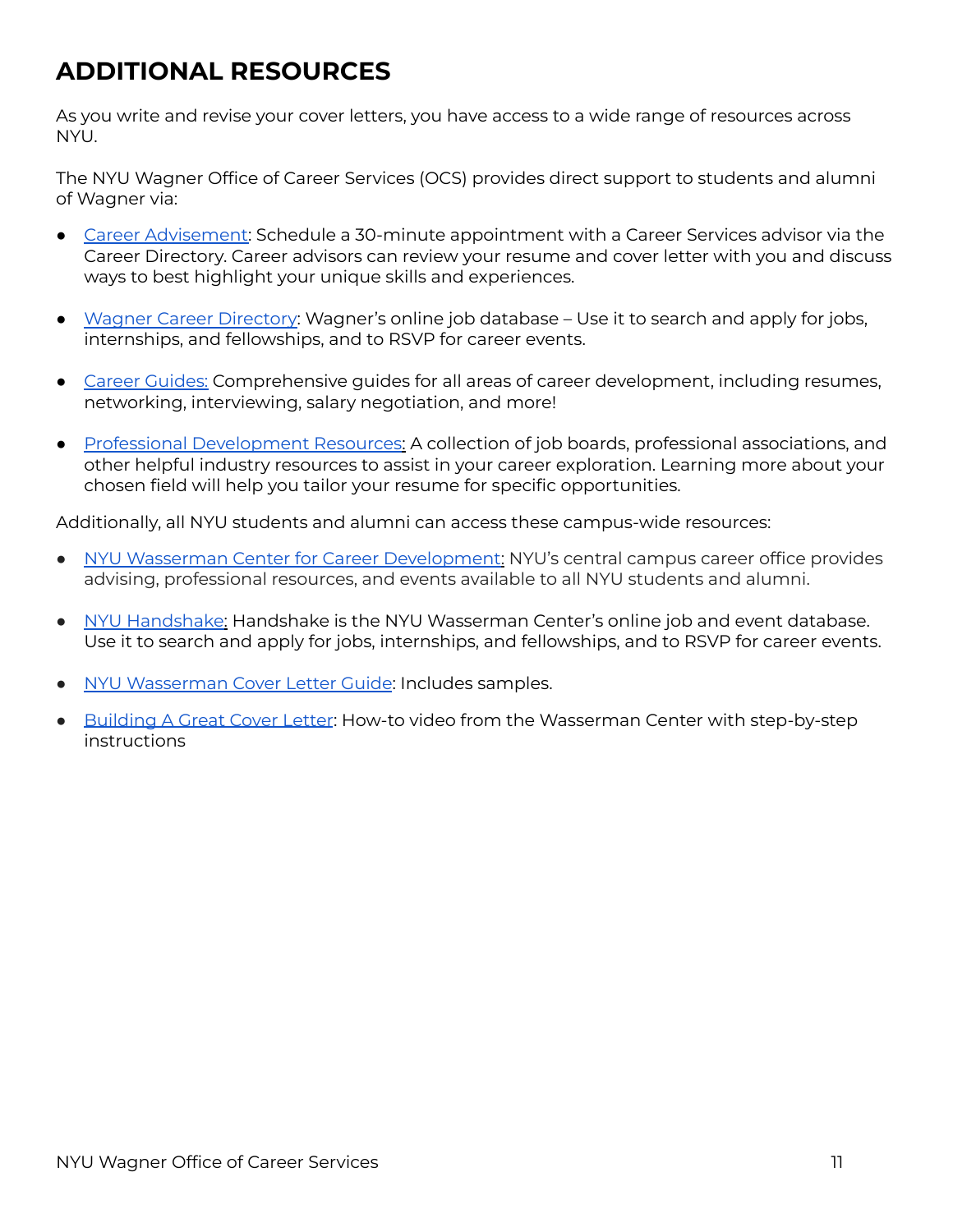# ADDITIONAL RESOURCES

As you write and revise your cover letters, you have access to a wide range of resources across NYU.

The NYU Wagner Office of Career Services (OCS) provides direct support to students and alumni of Wagner via:

- Career Advisement: Schedule a 30-minute appointment with a Career Services advisor via the Career Directory. Career advisors can review your resume and cover letter with you and discuss ways to best highlight your unique skills and experiences.
- Wagner Career Directory: Wagner's online job database – Use it to search and apply for jobs, internships, and fellowships, and to RSVP for career events.
- Career Guides: Comprehensive guides for all areas of career development, including resumes, networking, interviewing, salary negotiation, and more!
- Professional Development Resources: A collection of job boards, professional associations, and other helpful industry resources to assist in your career exploration. Learning more about your chosen field will help you tailor your resume for specific opportunities.

Additionally, all NYU students and alumni can access these campus-wide resources:

- NYU Wasserman Center for Career Development: NYU's central campus career office provides advising, professional resources, and events available to all NYU students and alumni.
- NYU Handshake: Handshake is the NYU Wasserman Center's online job and event database. Use it to search and apply for jobs, internships, and fellowships, and to RSVP for career events.
- NYU Wasserman Cover Letter Guide: Includes samples.
- Building A Great Cover Letter: How-to video from the Wasserman Center with step-by-step instructions